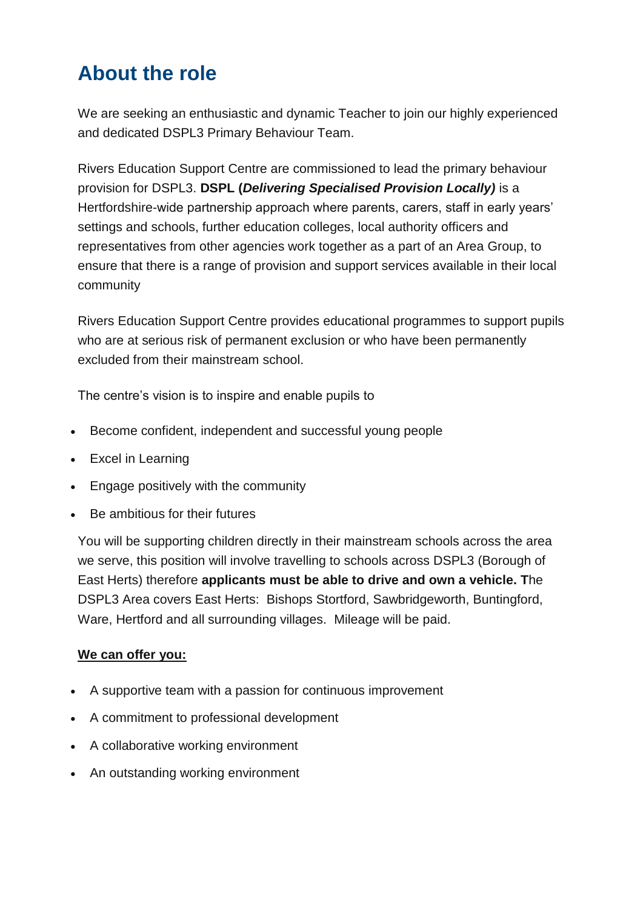# About the role

We are seeking an enthusiastic and dynamic Teacher to join our highly experienced and dedicated DSPL3 Primary Behaviour Team.

Rivers Education Support Centre are commissioned to lead the primary behaviour provision for DSPL3. **DSPL (*Delivering Specialised Provision Locally)*** is a Hertfordshire-wide partnership approach where parents, carers, staff in early years' settings and schools, further education colleges, local authority officers and representatives from other agencies work together as a part of an Area Group, to ensure that there is a range of provision and support services available in their local community

Rivers Education Support Centre provides educational programmes to support pupils who are at serious risk of permanent exclusion or who have been permanently excluded from their mainstream school.

The centre's vision is to inspire and enable pupils to

- Become confident, independent and successful young people
- Excel in Learning
- Engage positively with the community
- Be ambitious for their futures

You will be supporting children directly in their mainstream schools across the area we serve, this position will involve travelling to schools across DSPL3 (Borough of East Herts) therefore **applicants must be able to drive and own a vehicle. T**he DSPL3 Area covers East Herts: Bishops Stortford, Sawbridgeworth, Buntingford, Ware, Hertford and all surrounding villages. Mileage will be paid.

**<u>We can offer you:</u>**

- A supportive team with a passion for continuous improvement
- A commitment to professional development
- A collaborative working environment
- An outstanding working environment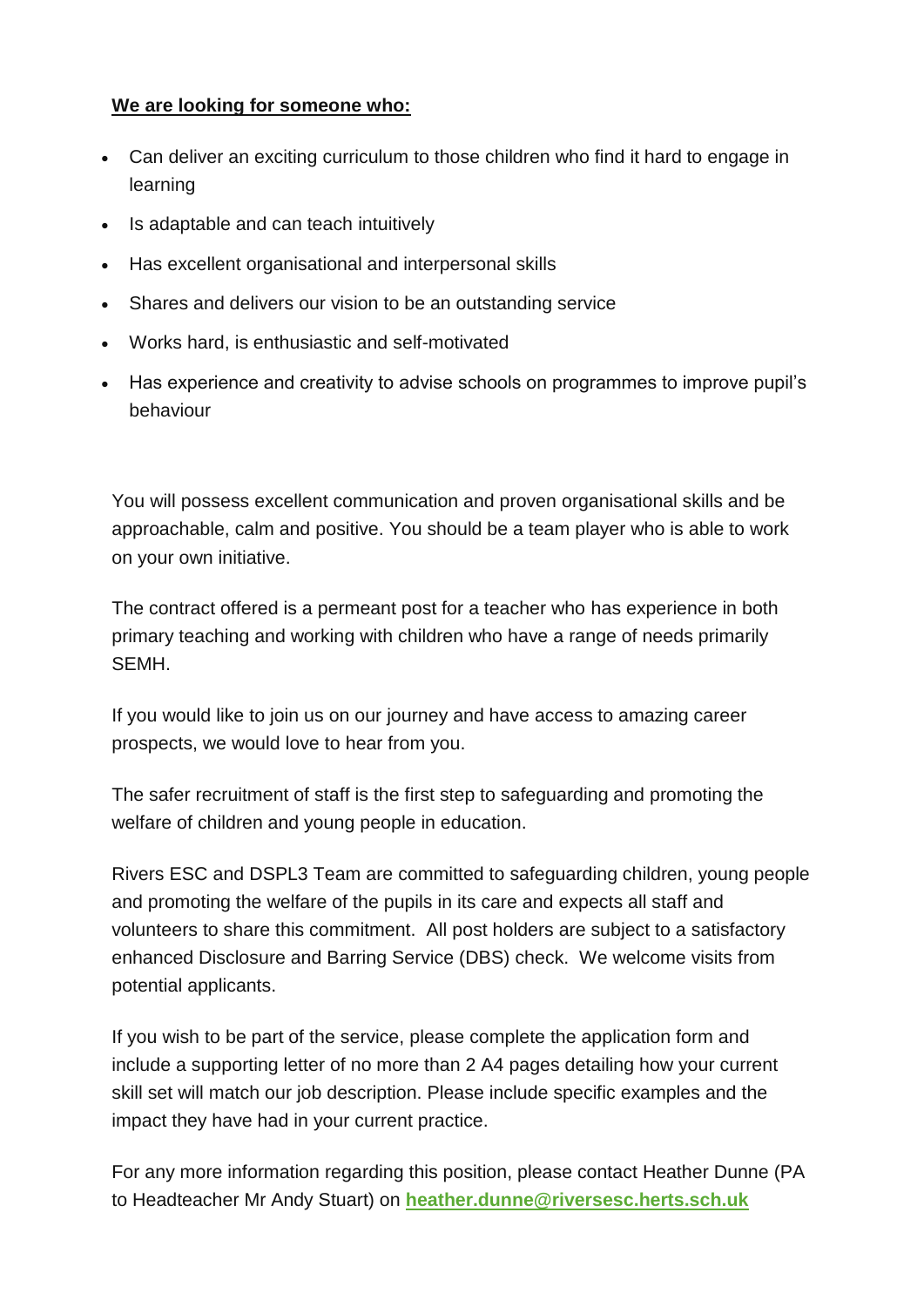**<u>We are looking for someone who:</u>**

- Can deliver an exciting curriculum to those children who find it hard to engage in learning
- Is adaptable and can teach intuitively
- Has excellent organisational and interpersonal skills
- Shares and delivers our vision to be an outstanding service
- Works hard, is enthusiastic and self-motivated
- Has experience and creativity to advise schools on programmes to improve pupil's behaviour

You will possess excellent communication and proven organisational skills and be approachable, calm and positive. You should be a team player who is able to work on your own initiative.

The contract offered is a permeant post for a teacher who has experience in both primary teaching and working with children who have a range of needs primarily SEMH.

If you would like to join us on our journey and have access to amazing career prospects, we would love to hear from you.

The safer recruitment of staff is the first step to safeguarding and promoting the welfare of children and young people in education.

Rivers ESC and DSPL3 Team are committed to safeguarding children, young people and promoting the welfare of the pupils in its care and expects all staff and volunteers to share this commitment. All post holders are subject to a satisfactory enhanced Disclosure and Barring Service (DBS) check. We welcome visits from potential applicants.

If you wish to be part of the service, please complete the application form and include a supporting letter of no more than 2 A4 pages detailing how your current skill set will match our job description. Please include specific examples and the impact they have had in your current practice.

For any more information regarding this position, please contact Heather Dunne (PA to Headteacher Mr Andy Stuart) on **heather.dunne@riversesc.herts.sch.uk**